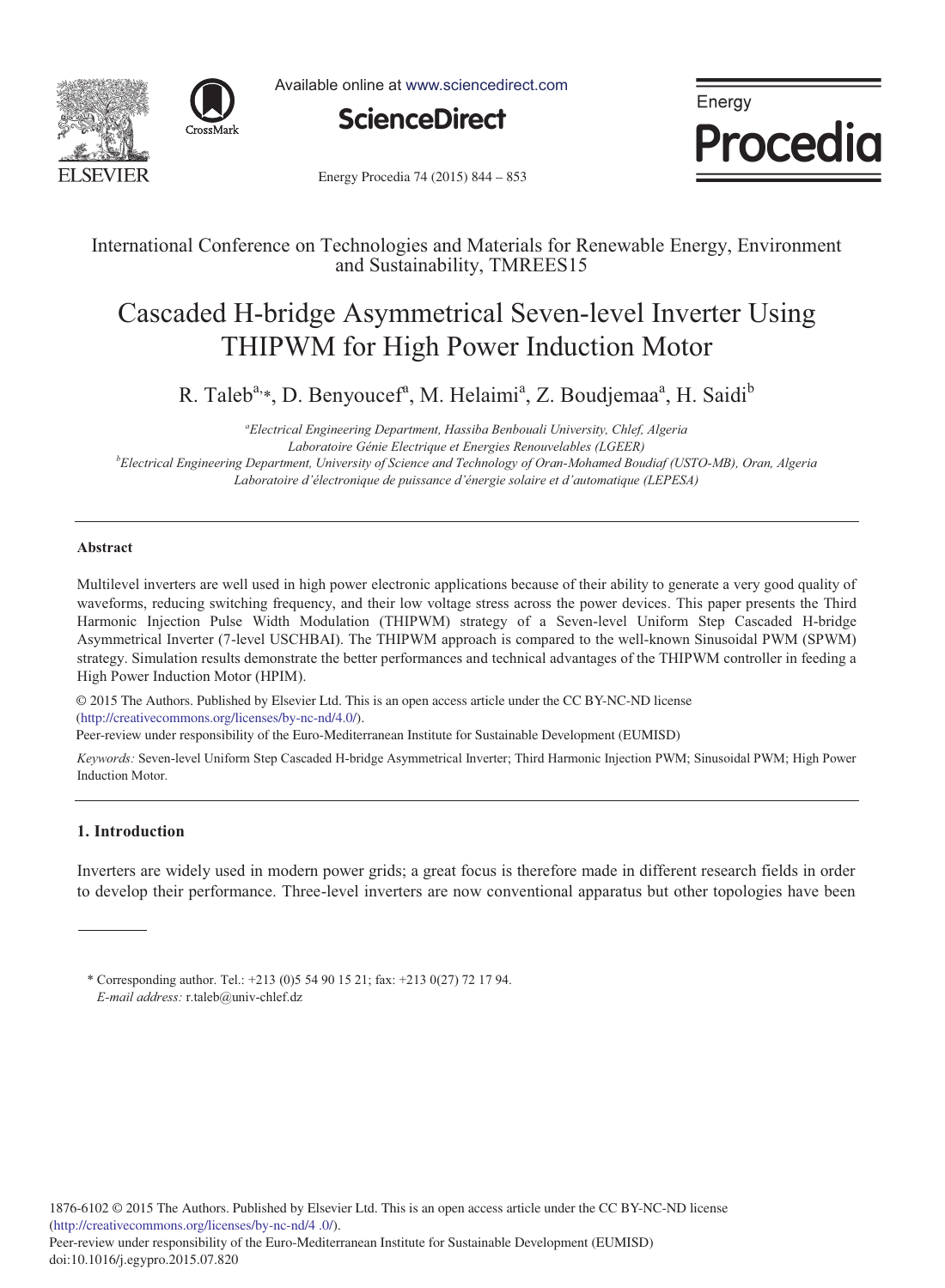International Conference on Technologies and Materials for Renewable Energy, Environment and Sustainability, TMREES15

# Cascaded H-bridge Asymmetrical Seven-level Inverter Using THIPWM for High Power Induction Motor

R. Taleb[a,*], D. Benyoucef[a], M. Helaimi[a], Z. Boudjemaa[a], H. Saidi[b]

[a]*Electrical Engineering Department, Hassiba Benbouali University, Chlef, Algeria*
*Laboratoire Génie Electrique et Energies Renouvelables (LGEER)*
[b]*Electrical Engineering Department, University of Science and Technology of Oran-Mohamed Boudiaf (USTO-MB), Oran, Algeria*
*Laboratoire d'électronique de puissance d'énergie solaire et d'automatique (LEPESA)*

---

**Abstract**

Multilevel inverters are well used in high power electronic applications because of their ability to generate a very good quality of waveforms, reducing switching frequency, and their low voltage stress across the power devices. This paper presents the Third Harmonic Injection Pulse Width Modulation (THIPWM) strategy of a Seven-level Uniform Step Cascaded H-bridge Asymmetrical Inverter (7-level USCHBAI). The THIPWM approach is compared to the well-known Sinusoidal PWM (SPWM) strategy. Simulation results demonstrate the better performances and technical advantages of the THIPWM controller in feeding a High Power Induction Motor (HPIM).

© 2015 The Authors. Published by Elsevier Ltd. This is an open access article under the CC BY-NC-ND license (http://creativecommons.org/licenses/by-nc-nd/4.0/).
Peer-review under responsibility of the Euro-Mediterranean Institute for Sustainable Development (EUMISD)

*Keywords:* Seven-level Uniform Step Cascaded H-bridge Asymmetrical Inverter; Third Harmonic Injection PWM; Sinusoidal PWM; High Power Induction Motor.

---

## 1. Introduction

Inverters are widely used in modern power grids; a great focus is therefore made in different research fields in order to develop their performance. Three-level inverters are now conventional apparatus but other topologies have been

---

\* Corresponding author. Tel.: +213 (0)5 54 90 15 21; fax: +213 0(27) 72 17 94.
*E-mail address:* r.taleb@univ-chlef.dz

1876-6102 © 2015 The Authors. Published by Elsevier Ltd. This is an open access article under the CC BY-NC-ND license (http://creativecommons.org/licenses/by-nc-nd/4 .0/).
Peer-review under responsibility of the Euro-Mediterranean Institute for Sustainable Development (EUMISD)
doi:10.1016/j.egypro.2015.07.820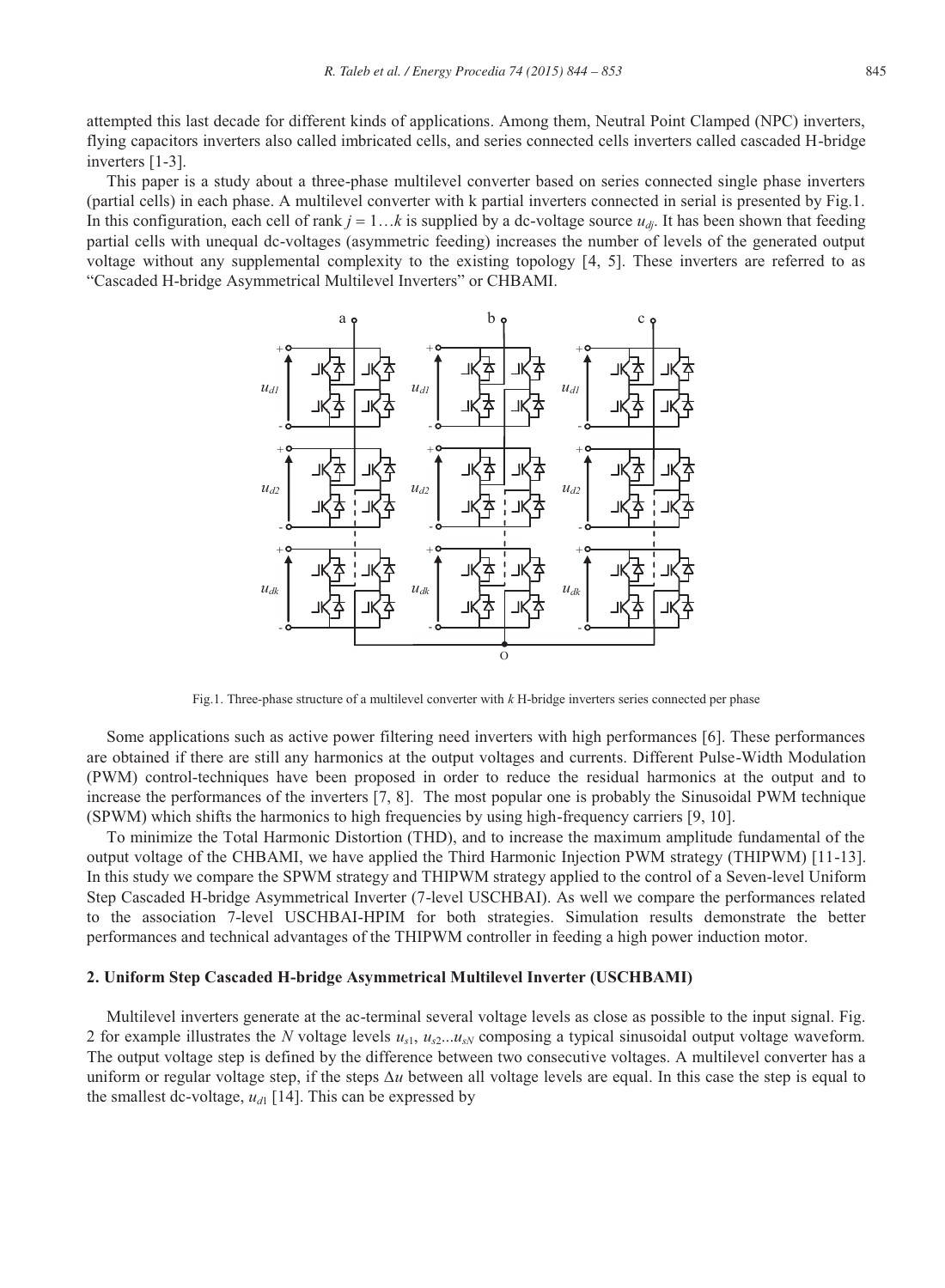attempted this last decade for different kinds of applications. Among them, Neutral Point Clamped (NPC) inverters, flying capacitors inverters also called imbricated cells, and series connected cells inverters called cascaded H-bridge inverters [1-3].

This paper is a study about a three-phase multilevel converter based on series connected single phase inverters (partial cells) in each phase. A multilevel converter with k partial inverters connected in serial is presented by Fig.1. In this configuration, each cell of rank $j = 1\ldots k$ is supplied by a dc-voltage source $u_{dj}$. It has been shown that feeding partial cells with unequal dc-voltages (asymmetric feeding) increases the number of levels of the generated output voltage without any supplemental complexity to the existing topology [4, 5]. These inverters are referred to as "Cascaded H-bridge Asymmetrical Multilevel Inverters" or CHBAMI.

Fig.1. Three-phase structure of a multilevel converter with *k* H-bridge inverters series connected per phase

Some applications such as active power filtering need inverters with high performances [6]. These performances are obtained if there are still any harmonics at the output voltages and currents. Different Pulse-Width Modulation (PWM) control-techniques have been proposed in order to reduce the residual harmonics at the output and to increase the performances of the inverters [7, 8]. The most popular one is probably the Sinusoidal PWM technique (SPWM) which shifts the harmonics to high frequencies by using high-frequency carriers [9, 10].

To minimize the Total Harmonic Distortion (THD), and to increase the maximum amplitude fundamental of the output voltage of the CHBAMI, we have applied the Third Harmonic Injection PWM strategy (THIPWM) [11-13]. In this study we compare the SPWM strategy and THIPWM strategy applied to the control of a Seven-level Uniform Step Cascaded H-bridge Asymmetrical Inverter (7-level USCHBAI). As well we compare the performances related to the association 7-level USCHBAI-HPIM for both strategies. Simulation results demonstrate the better performances and technical advantages of the THIPWM controller in feeding a high power induction motor.

## 2. Uniform Step Cascaded H-bridge Asymmetrical Multilevel Inverter (USCHBAMI)

Multilevel inverters generate at the ac-terminal several voltage levels as close as possible to the input signal. Fig. 2 for example illustrates the *N* voltage levels $u_{s1}$, $u_{s2}...u_{sN}$ composing a typical sinusoidal output voltage waveform. The output voltage step is defined by the difference between two consecutive voltages. A multilevel converter has a uniform or regular voltage step, if the steps $\Delta u$ between all voltage levels are equal. In this case the step is equal to the smallest dc-voltage, $u_{d1}$ [14]. This can be expressed by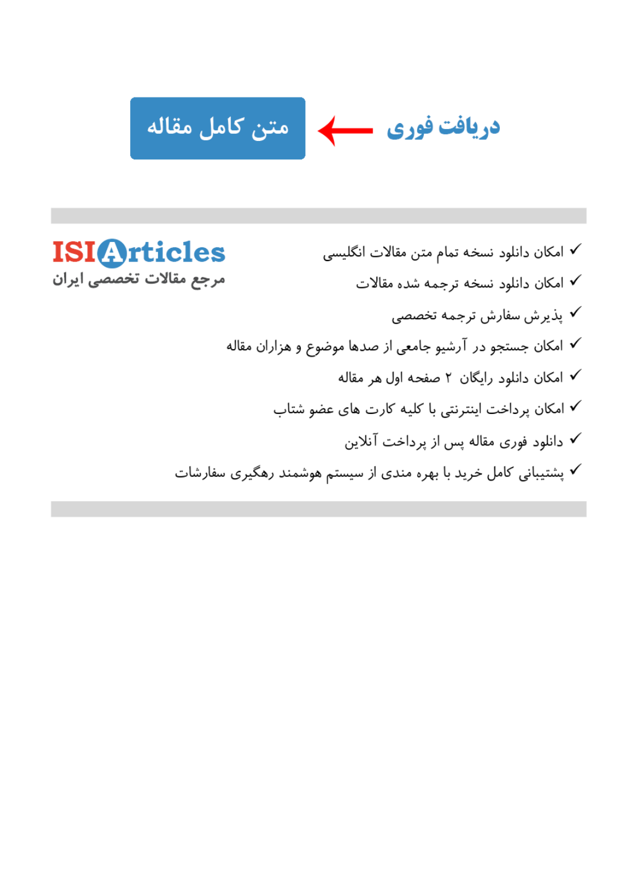دریافت فوری ← متن کامل مقاله

**ISIArticles**
مرجع مقالات تخصصی ایران

- ✓ امکان دانلود نسخه تمام متن مقالات انگلیسی
- ✓ امکان دانلود نسخه ترجمه شده مقالات
- ✓ پذیرش سفارش ترجمه تخصصی
- ✓ امکان جستجو در آرشیو جامعی از صدها موضوع و هزاران مقاله
- ✓ امکان دانلود رایگان ۲ صفحه اول هر مقاله
- ✓ امکان پرداخت اینترنتی با کلیه کارت های عضو شتاب
- ✓ دانلود فوری مقاله پس از پرداخت آنلاین
- ✓ پشتیبانی کامل خرید با بهره مندی از سیستم هوشمند رهگیری سفارشات